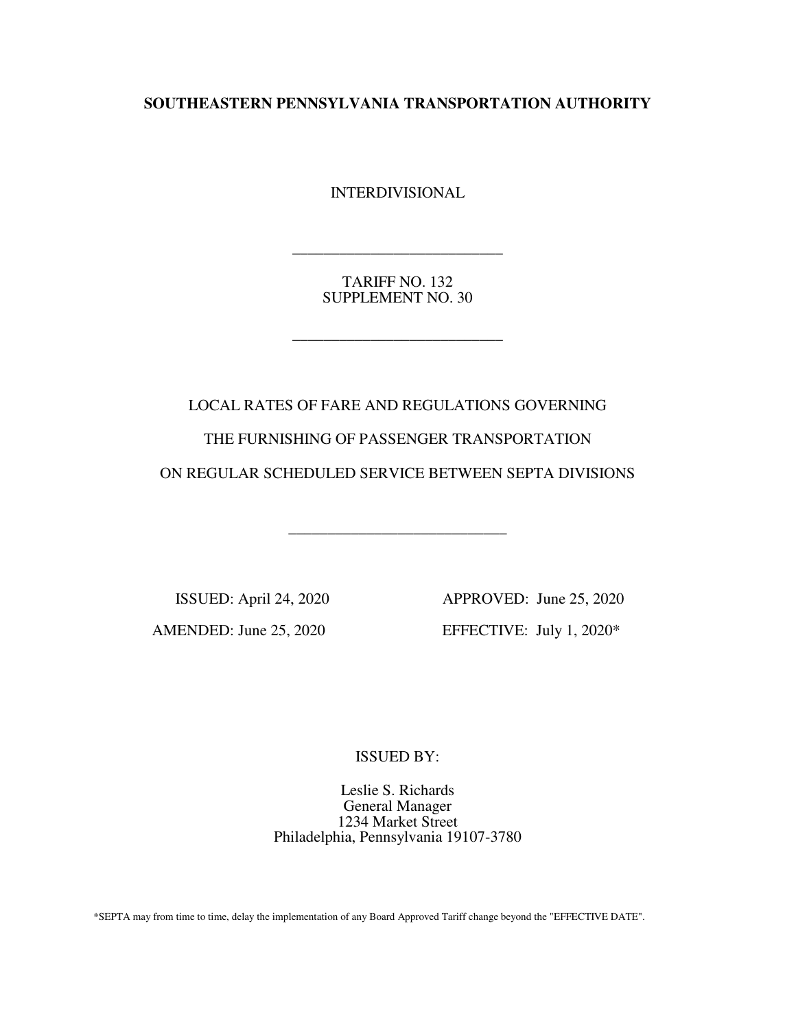**SOUTHEASTERN PENNSYLVANIA TRANSPORTATION AUTHORITY**

INTERDIVISIONAL

---

TARIFF NO. 132
SUPPLEMENT NO. 30

---

LOCAL RATES OF FARE AND REGULATIONS GOVERNING

THE FURNISHING OF PASSENGER TRANSPORTATION

ON REGULAR SCHEDULED SERVICE BETWEEN SEPTA DIVISIONS

---

ISSUED: April 24, 2020

APPROVED: June 25, 2020

AMENDED: June 25, 2020

EFFECTIVE: July 1, 2020*

ISSUED BY:

Leslie S. Richards
General Manager
1234 Market Street
Philadelphia, Pennsylvania 19107-3780

*SEPTA may from time to time, delay the implementation of any Board Approved Tariff change beyond the "EFFECTIVE DATE".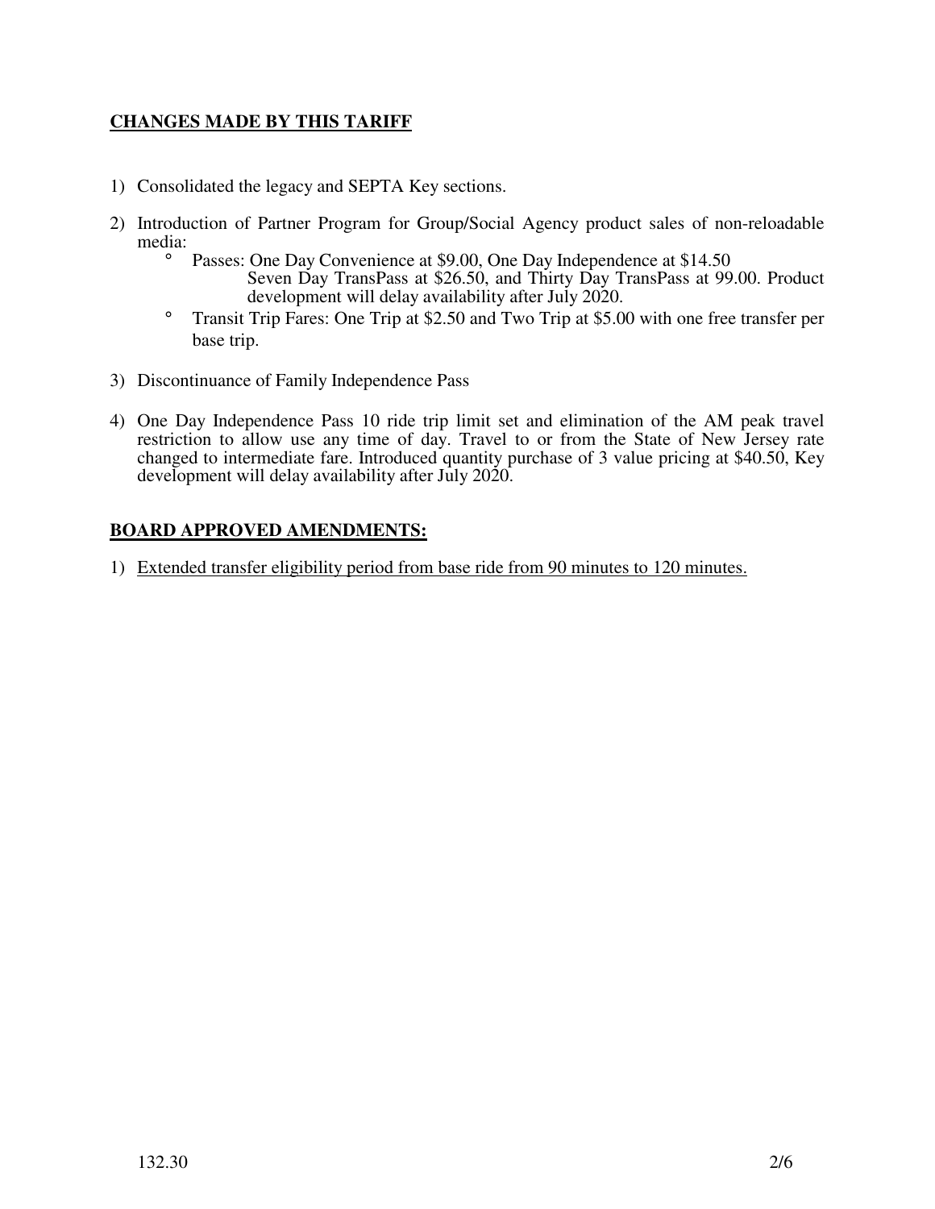**CHANGES MADE BY THIS TARIFF**

1) Consolidated the legacy and SEPTA Key sections.

2) Introduction of Partner Program for Group/Social Agency product sales of non-reloadable media:
   - Passes: One Day Convenience at $9.00, One Day Independence at $14.50 Seven Day TransPass at $26.50, and Thirty Day TransPass at 99.00. Product development will delay availability after July 2020.
   - Transit Trip Fares: One Trip at $2.50 and Two Trip at $5.00 with one free transfer per base trip.

3) Discontinuance of Family Independence Pass

4) One Day Independence Pass 10 ride trip limit set and elimination of the AM peak travel restriction to allow use any time of day. Travel to or from the State of New Jersey rate changed to intermediate fare. Introduced quantity purchase of 3 value pricing at $40.50, Key development will delay availability after July 2020.

**BOARD APPROVED AMENDMENTS:**

1) <u>Extended transfer eligibility period from base ride from 90 minutes to 120 minutes.</u>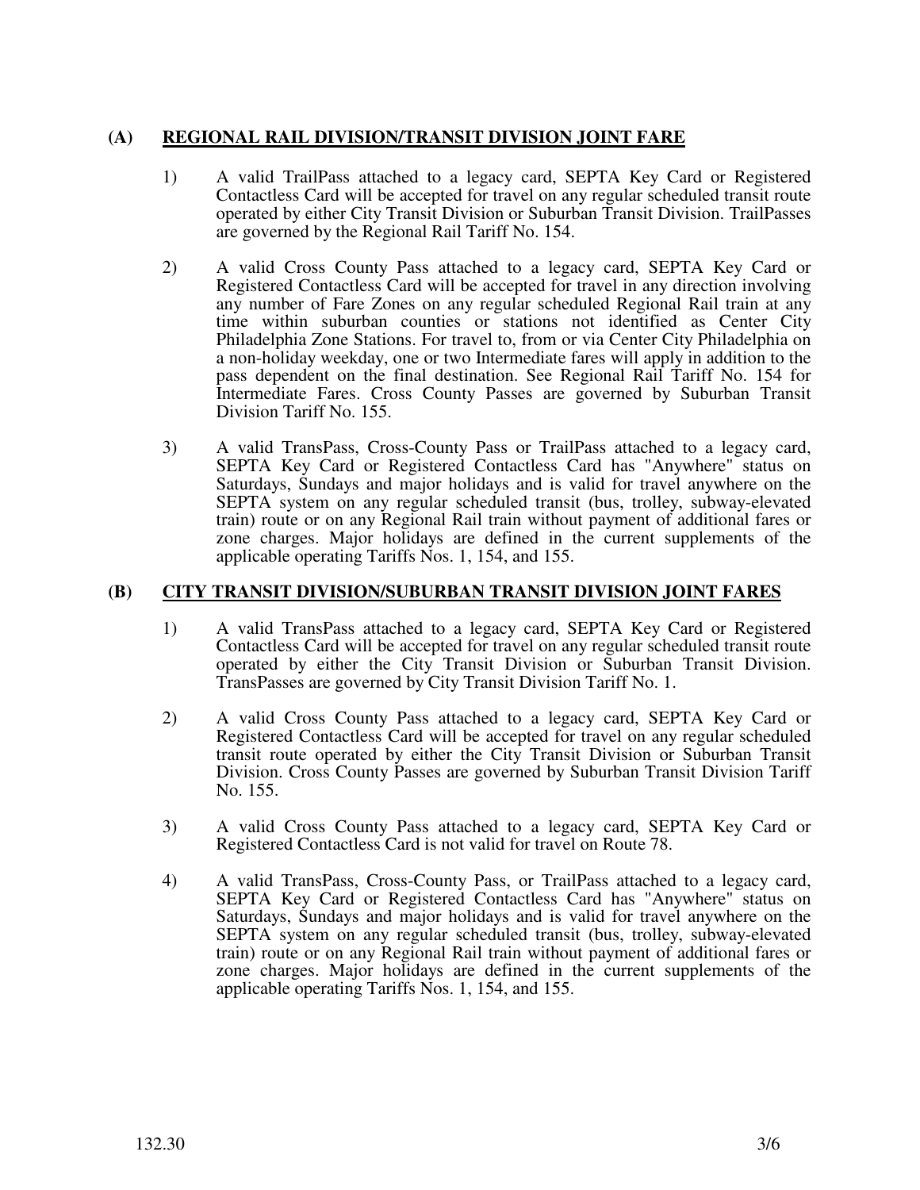## (A) REGIONAL RAIL DIVISION/TRANSIT DIVISION JOINT FARE

1) A valid TrailPass attached to a legacy card, SEPTA Key Card or Registered Contactless Card will be accepted for travel on any regular scheduled transit route operated by either City Transit Division or Suburban Transit Division. TrailPasses are governed by the Regional Rail Tariff No. 154.

2) A valid Cross County Pass attached to a legacy card, SEPTA Key Card or Registered Contactless Card will be accepted for travel in any direction involving any number of Fare Zones on any regular scheduled Regional Rail train at any time within suburban counties or stations not identified as Center City Philadelphia Zone Stations. For travel to, from or via Center City Philadelphia on a non-holiday weekday, one or two Intermediate fares will apply in addition to the pass dependent on the final destination. See Regional Rail Tariff No. 154 for Intermediate Fares. Cross County Passes are governed by Suburban Transit Division Tariff No. 155.

3) A valid TransPass, Cross-County Pass or TrailPass attached to a legacy card, SEPTA Key Card or Registered Contactless Card has "Anywhere" status on Saturdays, Sundays and major holidays and is valid for travel anywhere on the SEPTA system on any regular scheduled transit (bus, trolley, subway-elevated train) route or on any Regional Rail train without payment of additional fares or zone charges. Major holidays are defined in the current supplements of the applicable operating Tariffs Nos. 1, 154, and 155.

## (B) CITY TRANSIT DIVISION/SUBURBAN TRANSIT DIVISION JOINT FARES

1) A valid TransPass attached to a legacy card, SEPTA Key Card or Registered Contactless Card will be accepted for travel on any regular scheduled transit route operated by either the City Transit Division or Suburban Transit Division. TransPasses are governed by City Transit Division Tariff No. 1.

2) A valid Cross County Pass attached to a legacy card, SEPTA Key Card or Registered Contactless Card will be accepted for travel on any regular scheduled transit route operated by either the City Transit Division or Suburban Transit Division. Cross County Passes are governed by Suburban Transit Division Tariff No. 155.

3) A valid Cross County Pass attached to a legacy card, SEPTA Key Card or Registered Contactless Card is not valid for travel on Route 78.

4) A valid TransPass, Cross-County Pass, or TrailPass attached to a legacy card, SEPTA Key Card or Registered Contactless Card has "Anywhere" status on Saturdays, Sundays and major holidays and is valid for travel anywhere on the SEPTA system on any regular scheduled transit (bus, trolley, subway-elevated train) route or on any Regional Rail train without payment of additional fares or zone charges. Major holidays are defined in the current supplements of the applicable operating Tariffs Nos. 1, 154, and 155.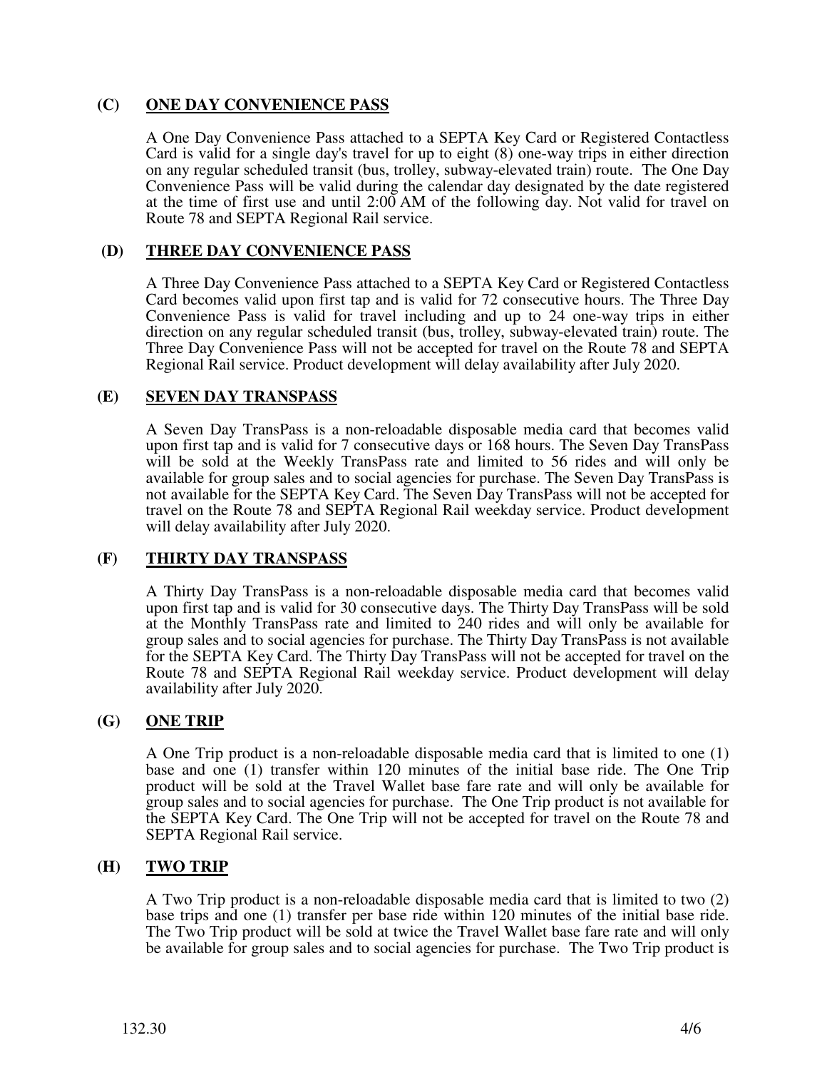### (C) <u>ONE DAY CONVENIENCE PASS</u>

A One Day Convenience Pass attached to a SEPTA Key Card or Registered Contactless Card is valid for a single day's travel for up to eight (8) one-way trips in either direction on any regular scheduled transit (bus, trolley, subway-elevated train) route. The One Day Convenience Pass will be valid during the calendar day designated by the date registered at the time of first use and until 2:00 AM of the following day. Not valid for travel on Route 78 and SEPTA Regional Rail service.

### (D) <u>THREE DAY CONVENIENCE PASS</u>

A Three Day Convenience Pass attached to a SEPTA Key Card or Registered Contactless Card becomes valid upon first tap and is valid for 72 consecutive hours. The Three Day Convenience Pass is valid for travel including and up to 24 one-way trips in either direction on any regular scheduled transit (bus, trolley, subway-elevated train) route. The Three Day Convenience Pass will not be accepted for travel on the Route 78 and SEPTA Regional Rail service. Product development will delay availability after July 2020.

### (E) <u>SEVEN DAY TRANSPASS</u>

A Seven Day TransPass is a non-reloadable disposable media card that becomes valid upon first tap and is valid for 7 consecutive days or 168 hours. The Seven Day TransPass will be sold at the Weekly TransPass rate and limited to 56 rides and will only be available for group sales and to social agencies for purchase. The Seven Day TransPass is not available for the SEPTA Key Card. The Seven Day TransPass will not be accepted for travel on the Route 78 and SEPTA Regional Rail weekday service. Product development will delay availability after July 2020.

### (F) <u>THIRTY DAY TRANSPASS</u>

A Thirty Day TransPass is a non-reloadable disposable media card that becomes valid upon first tap and is valid for 30 consecutive days. The Thirty Day TransPass will be sold at the Monthly TransPass rate and limited to 240 rides and will only be available for group sales and to social agencies for purchase. The Thirty Day TransPass is not available for the SEPTA Key Card. The Thirty Day TransPass will not be accepted for travel on the Route 78 and SEPTA Regional Rail weekday service. Product development will delay availability after July 2020.

### (G) <u>ONE TRIP</u>

A One Trip product is a non-reloadable disposable media card that is limited to one (1) base and one (1) transfer within 120 minutes of the initial base ride. The One Trip product will be sold at the Travel Wallet base fare rate and will only be available for group sales and to social agencies for purchase. The One Trip product is not available for the SEPTA Key Card. The One Trip will not be accepted for travel on the Route 78 and SEPTA Regional Rail service.

### (H) <u>TWO TRIP</u>

A Two Trip product is a non-reloadable disposable media card that is limited to two (2) base trips and one (1) transfer per base ride within 120 minutes of the initial base ride. The Two Trip product will be sold at twice the Travel Wallet base fare rate and will only be available for group sales and to social agencies for purchase. The Two Trip product is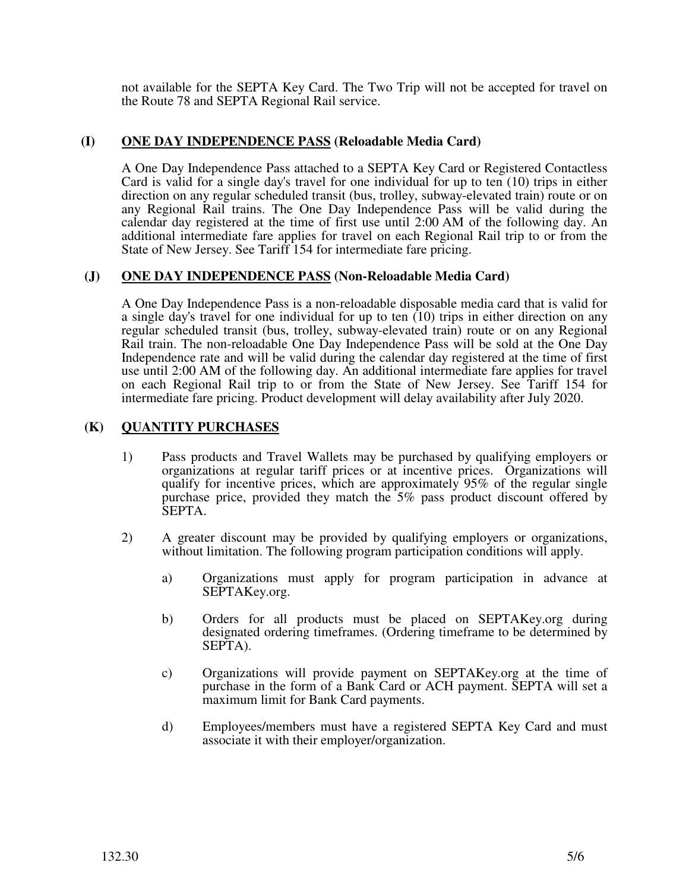not available for the SEPTA Key Card. The Two Trip will not be accepted for travel on the Route 78 and SEPTA Regional Rail service.

### (I) **ONE DAY INDEPENDENCE PASS** (Reloadable Media Card)

A One Day Independence Pass attached to a SEPTA Key Card or Registered Contactless Card is valid for a single day's travel for one individual for up to ten (10) trips in either direction on any regular scheduled transit (bus, trolley, subway-elevated train) route or on any Regional Rail trains. The One Day Independence Pass will be valid during the calendar day registered at the time of first use until 2:00 AM of the following day. An additional intermediate fare applies for travel on each Regional Rail trip to or from the State of New Jersey. See Tariff 154 for intermediate fare pricing.

### (J) **ONE DAY INDEPENDENCE PASS** (Non-Reloadable Media Card)

A One Day Independence Pass is a non-reloadable disposable media card that is valid for a single day's travel for one individual for up to ten (10) trips in either direction on any regular scheduled transit (bus, trolley, subway-elevated train) route or on any Regional Rail train. The non-reloadable One Day Independence Pass will be sold at the One Day Independence rate and will be valid during the calendar day registered at the time of first use until 2:00 AM of the following day. An additional intermediate fare applies for travel on each Regional Rail trip to or from the State of New Jersey. See Tariff 154 for intermediate fare pricing. Product development will delay availability after July 2020.

### (K) **QUANTITY PURCHASES**

1) Pass products and Travel Wallets may be purchased by qualifying employers or organizations at regular tariff prices or at incentive prices. Organizations will qualify for incentive prices, which are approximately 95% of the regular single purchase price, provided they match the 5% pass product discount offered by SEPTA.

2) A greater discount may be provided by qualifying employers or organizations, without limitation. The following program participation conditions will apply.

    a) Organizations must apply for program participation in advance at SEPTAKey.org.

    b) Orders for all products must be placed on SEPTAKey.org during designated ordering timeframes. (Ordering timeframe to be determined by SEPTA).

    c) Organizations will provide payment on SEPTAKey.org at the time of purchase in the form of a Bank Card or ACH payment. SEPTA will set a maximum limit for Bank Card payments.

    d) Employees/members must have a registered SEPTA Key Card and must associate it with their employer/organization.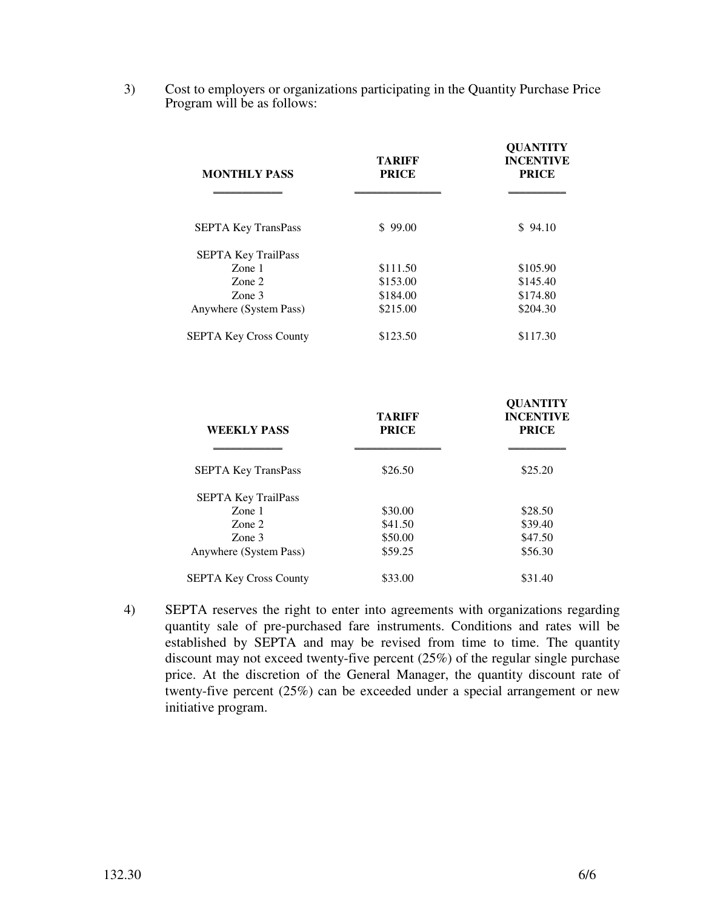3) Cost to employers or organizations participating in the Quantity Purchase Price Program will be as follows:

| MONTHLY PASS | TARIFF PRICE | QUANTITY INCENTIVE PRICE |
|---|---|---|
| SEPTA Key TransPass | $ 99.00 | $ 94.10 |
| SEPTA Key TrailPass | | |
| Zone 1 | $111.50 | $105.90 |
| Zone 2 | $153.00 | $145.40 |
| Zone 3 | $184.00 | $174.80 |
| Anywhere (System Pass) | $215.00 | $204.30 |
| SEPTA Key Cross County | $123.50 | $117.30 |

| WEEKLY PASS | TARIFF PRICE | QUANTITY INCENTIVE PRICE |
|---|---|---|
| SEPTA Key TransPass | $26.50 | $25.20 |
| SEPTA Key TrailPass | | |
| Zone 1 | $30.00 | $28.50 |
| Zone 2 | $41.50 | $39.40 |
| Zone 3 | $50.00 | $47.50 |
| Anywhere (System Pass) | $59.25 | $56.30 |
| SEPTA Key Cross County | $33.00 | $31.40 |

4) SEPTA reserves the right to enter into agreements with organizations regarding quantity sale of pre-purchased fare instruments. Conditions and rates will be established by SEPTA and may be revised from time to time. The quantity discount may not exceed twenty-five percent (25%) of the regular single purchase price. At the discretion of the General Manager, the quantity discount rate of twenty-five percent (25%) can be exceeded under a special arrangement or new initiative program.

132.30